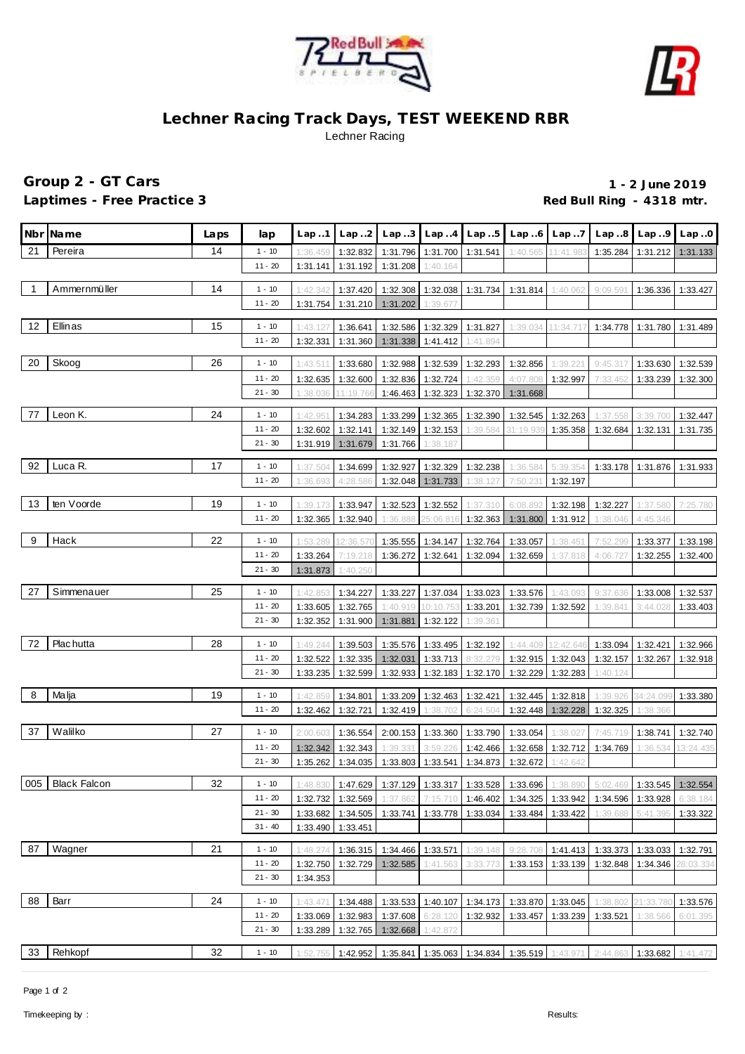# Lechner Racing Track Days, TEST WEEKEND RBR

Lechner Racing

## Group 2 - GT Cars

**Laptimes - Free Practice 3**

**1 - 2 June 2019**

**Red Bull Ring - 4318 mtr.**

| Nbr | Name | Laps | lap | Lap ..1 | Lap ..2 | Lap ..3 | Lap ..4 | Lap ..5 | Lap ..6 | Lap ..7 | Lap ..8 | Lap ..9 | Lap ..0 |
|---|---|---|---|---|---|---|---|---|---|---|---|---|---|
| 21 | Pereira | 14 | 1 - 10 | 1:36.459 | 1:32.832 | 1:31.796 | 1:31.700 | 1:31.541 | 1:40.565 | 11:41.983 | 1:35.284 | 1:31.212 | 1:31.133 |
| | | | 11 - 20 | 1:31.141 | 1:31.192 | 1:31.208 | 1:40.164 | | | | | | |
| 1 | Ammernmüller | 14 | 1 - 10 | 1:42.342 | 1:37.420 | 1:32.308 | 1:32.038 | 1:31.734 | 1:31.814 | 1:40.062 | 9:09.591 | 1:36.336 | 1:33.427 |
| | | | 11 - 20 | 1:31.754 | 1:31.210 | 1:31.202 | 1:39.677 | | | | | | |
| 12 | Ellinas | 15 | 1 - 10 | 1:43.127 | 1:36.641 | 1:32.586 | 1:32.329 | 1:31.827 | 1:39.034 | 11:34.717 | 1:34.778 | 1:31.780 | 1:31.489 |
| | | | 11 - 20 | 1:32.331 | 1:31.360 | 1:31.338 | 1:41.412 | 1:41.894 | | | | | |
| 20 | Skoog | 26 | 1 - 10 | 1:43.511 | 1:33.680 | 1:32.988 | 1:32.539 | 1:32.293 | 1:32.856 | 1:39.221 | 9:45.317 | 1:33.630 | 1:32.539 |
| | | | 11 - 20 | 1:32.635 | 1:32.600 | 1:32.836 | 1:32.724 | 1:42.359 | 4:07.808 | 1:32.997 | 7:33.452 | 1:33.239 | 1:32.300 |
| | | | 21 - 30 | 1:38.036 | 11:19.766 | 1:46.463 | 1:32.323 | 1:32.370 | 1:31.668 | | | | |
| 77 | Leon K. | 24 | 1 - 10 | 1:42.951 | 1:34.283 | 1:33.299 | 1:32.365 | 1:32.390 | 1:32.545 | 1:32.263 | 1:37.558 | 3:39.700 | 1:32.447 |
| | | | 11 - 20 | 1:32.602 | 1:32.141 | 1:32.149 | 1:32.153 | 1:39.584 | 31:19.939 | 1:35.358 | 1:32.684 | 1:32.131 | 1:31.735 |
| | | | 21 - 30 | 1:31.919 | 1:31.679 | 1:31.766 | 1:38.187 | | | | | | |
| 92 | Luca R. | 17 | 1 - 10 | 1:37.504 | 1:34.699 | 1:32.927 | 1:32.329 | 1:32.238 | 1:36.584 | 5:39.354 | 1:33.178 | 1:31.876 | 1:31.933 |
| | | | 11 - 20 | 1:36.693 | 4:28.586 | 1:32.048 | 1:31.733 | 1:38.127 | 7:50.231 | 1:32.197 | | | |
| 13 | ten Voorde | 19 | 1 - 10 | 1:39.173 | 1:33.947 | 1:32.523 | 1:32.552 | 1:37.310 | 6:08.892 | 1:32.198 | 1:32.227 | 1:37.580 | 7:25.780 |
| | | | 11 - 20 | 1:32.365 | 1:32.940 | 1:36.888 | 25:06.816 | 1:32.363 | 1:31.800 | 1:31.912 | 1:38.046 | 4:45.346 | |
| 9 | Hack | 22 | 1 - 10 | 1:53.289 | 12:36.570 | 1:35.555 | 1:34.147 | 1:32.764 | 1:33.057 | 1:38.451 | 7:52.299 | 1:33.377 | 1:33.198 |
| | | | 11 - 20 | 1:33.264 | 7:19.218 | 1:36.272 | 1:32.641 | 1:32.094 | 1:32.659 | 1:37.818 | 4:06.727 | 1:32.255 | 1:32.400 |
| | | | 21 - 30 | 1:31.873 | 1:40.250 | | | | | | | | |
| 27 | Simmenauer | 25 | 1 - 10 | 1:42.853 | 1:34.227 | 1:33.227 | 1:37.034 | 1:33.023 | 1:33.576 | 1:43.093 | 9:37.636 | 1:33.008 | 1:32.537 |
| | | | 11 - 20 | 1:33.605 | 1:32.765 | 1:40.919 | 10:10.753 | 1:33.201 | 1:32.739 | 1:32.592 | 1:39.841 | 3:44.028 | 1:33.403 |
| | | | 21 - 30 | 1:32.352 | 1:31.900 | 1:31.881 | 1:32.122 | 1:39.361 | | | | | |
| 72 | Plachutta | 28 | 1 - 10 | 1:49.244 | 1:39.503 | 1:35.576 | 1:33.495 | 1:32.192 | 1:44.409 | 12:42.646 | 1:33.094 | 1:32.421 | 1:32.966 |
| | | | 11 - 20 | 1:32.522 | 1:32.335 | 1:32.031 | 1:33.713 | 8:32.279 | 1:32.915 | 1:32.043 | 1:32.157 | 1:32.267 | 1:32.918 |
| | | | 21 - 30 | 1:33.235 | 1:32.599 | 1:32.933 | 1:32.183 | 1:32.170 | 1:32.229 | 1:32.283 | 1:40.124 | | |
| 8 | Malja | 19 | 1 - 10 | 1:42.859 | 1:34.801 | 1:33.209 | 1:32.463 | 1:32.421 | 1:32.445 | 1:32.818 | 1:39.926 | 34:24.099 | 1:33.380 |
| | | | 11 - 20 | 1:32.462 | 1:32.721 | 1:32.419 | 1:38.702 | 6:24.504 | 1:32.448 | 1:32.228 | 1:32.325 | 1:38.366 | |
| 37 | Walilko | 27 | 1 - 10 | 2:00.603 | 1:36.554 | 2:00.153 | 1:33.360 | 1:33.790 | 1:33.054 | 1:38.027 | 7:45.719 | 1:38.741 | 1:32.740 |
| | | | 11 - 20 | 1:32.342 | 1:32.343 | 1:39.331 | 3:59.226 | 1:42.466 | 1:32.658 | 1:32.712 | 1:34.769 | 1:36.534 | 13:24.435 |
| | | | 21 - 30 | 1:35.262 | 1:34.035 | 1:33.803 | 1:33.541 | 1:34.873 | 1:32.672 | 1:42.642 | | | |
| 005 | Black Falcon | 32 | 1 - 10 | 1:48.830 | 1:47.629 | 1:37.129 | 1:33.317 | 1:33.528 | 1:33.696 | 1:38.890 | 5:02.469 | 1:33.545 | 1:32.554 |
| | | | 11 - 20 | 1:32.732 | 1:32.569 | 1:37.862 | 7:15.710 | 1:46.402 | 1:34.325 | 1:33.942 | 1:34.596 | 1:33.928 | 6:38.184 |
| | | | 21 - 30 | 1:33.682 | 1:34.505 | 1:33.741 | 1:33.778 | 1:33.034 | 1:33.484 | 1:33.422 | 1:39.688 | 5:41.395 | 1:33.322 |
| | | | 31 - 40 | 1:33.490 | 1:33.451 | | | | | | | | |
| 87 | Wagner | 21 | 1 - 10 | 1:48.274 | 1:36.315 | 1:34.466 | 1:33.571 | 1:39.148 | 9:28.708 | 1:41.413 | 1:33.373 | 1:33.033 | 1:32.791 |
| | | | 11 - 20 | 1:32.750 | 1:32.729 | 1:32.585 | 1:41.563 | 3:33.773 | 1:33.153 | 1:33.139 | 1:32.848 | 1:34.346 | 28:03.334 |
| | | | 21 - 30 | 1:34.353 | | | | | | | | | |
| 88 | Barr | 24 | 1 - 10 | 1:43.471 | 1:34.488 | 1:33.533 | 1:40.107 | 1:34.173 | 1:33.870 | 1:33.045 | 1:38.802 | 21:33.780 | 1:33.576 |
| | | | 11 - 20 | 1:33.069 | 1:32.983 | 1:37.608 | 6:28.120 | 1:32.932 | 1:33.457 | 1:33.239 | 1:33.521 | 1:38.566 | 6:01.395 |
| | | | 21 - 30 | 1:33.289 | 1:32.765 | 1:32.668 | 1:42.872 | | | | | | |
| 33 | Rehkopf | 32 | 1 - 10 | 1:52.755 | 1:42.952 | 1:35.841 | 1:35.063 | 1:34.834 | 1:35.519 | 1:43.971 | 2:44.863 | 1:33.682 | 1:41.472 |

Timekeeping by :

Results: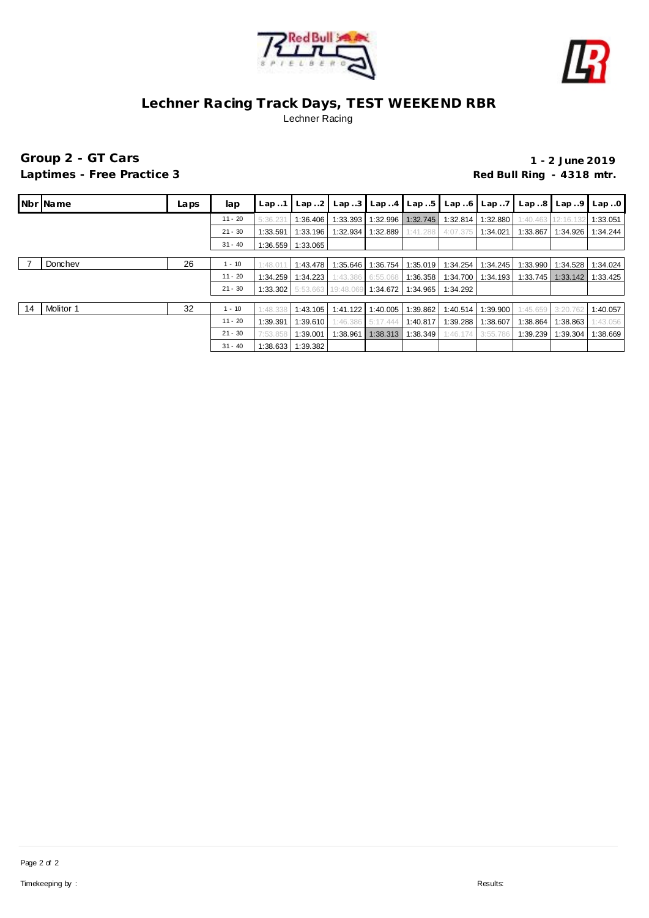# Lechner Racing Track Days, TEST WEEKEND RBR

Lechner Racing

**Group 2 - GT Cars**

**Laptimes - Free Practice 3**

**1 - 2 June 2019**

**Red Bull Ring - 4318 mtr.**

| Nbr | Name | Laps | lap | Lap ..1 | Lap ..2 | Lap ..3 | Lap ..4 | Lap ..5 | Lap ..6 | Lap ..7 | Lap ..8 | Lap ..9 | Lap ..0 |
|---|---|---|---|---|---|---|---|---|---|---|---|---|---|
| | | | 11 - 20 | 5:36.231 | 1:36.406 | 1:33.393 | 1:32.996 | 1:32.745 | 1:32.814 | 1:32.880 | 1:40.463 | 12:16.132 | 1:33.051 |
| | | | 21 - 30 | 1:33.591 | 1:33.196 | 1:32.934 | 1:32.889 | 1:41.288 | 4:07.375 | 1:34.021 | 1:33.867 | 1:34.926 | 1:34.244 |
| | | | 31 - 40 | 1:36.559 | 1:33.065 | | | | | | | | |
| 7 | Donchev | 26 | 1 - 10 | 1:48.011 | 1:43.478 | 1:35.646 | 1:36.754 | 1:35.019 | 1:34.254 | 1:34.245 | 1:33.990 | 1:34.528 | 1:34.024 |
| | | | 11 - 20 | 1:34.259 | 1:34.223 | 1:43.386 | 6:55.068 | 1:36.358 | 1:34.700 | 1:34.193 | 1:33.745 | 1:33.142 | 1:33.425 |
| | | | 21 - 30 | 1:33.302 | 5:53.663 | 19:48.069 | 1:34.672 | 1:34.965 | 1:34.292 | | | | |
| 14 | Molitor 1 | 32 | 1 - 10 | 1:48.338 | 1:43.105 | 1:41.122 | 1:40.005 | 1:39.862 | 1:40.514 | 1:39.900 | 1:45.659 | 3:20.762 | 1:40.057 |
| | | | 11 - 20 | 1:39.391 | 1:39.610 | 1:46.386 | 5:17.444 | 1:40.817 | 1:39.288 | 1:38.607 | 1:38.864 | 1:38.863 | 1:43.056 |
| | | | 21 - 30 | 7:53.858 | 1:39.001 | 1:38.961 | 1:38.313 | 1:38.349 | 1:46.174 | 3:55.786 | 1:39.239 | 1:39.304 | 1:38.669 |
| | | | 31 - 40 | 1:38.633 | 1:39.382 | | | | | | | | |

Timekeeping by :

Results: